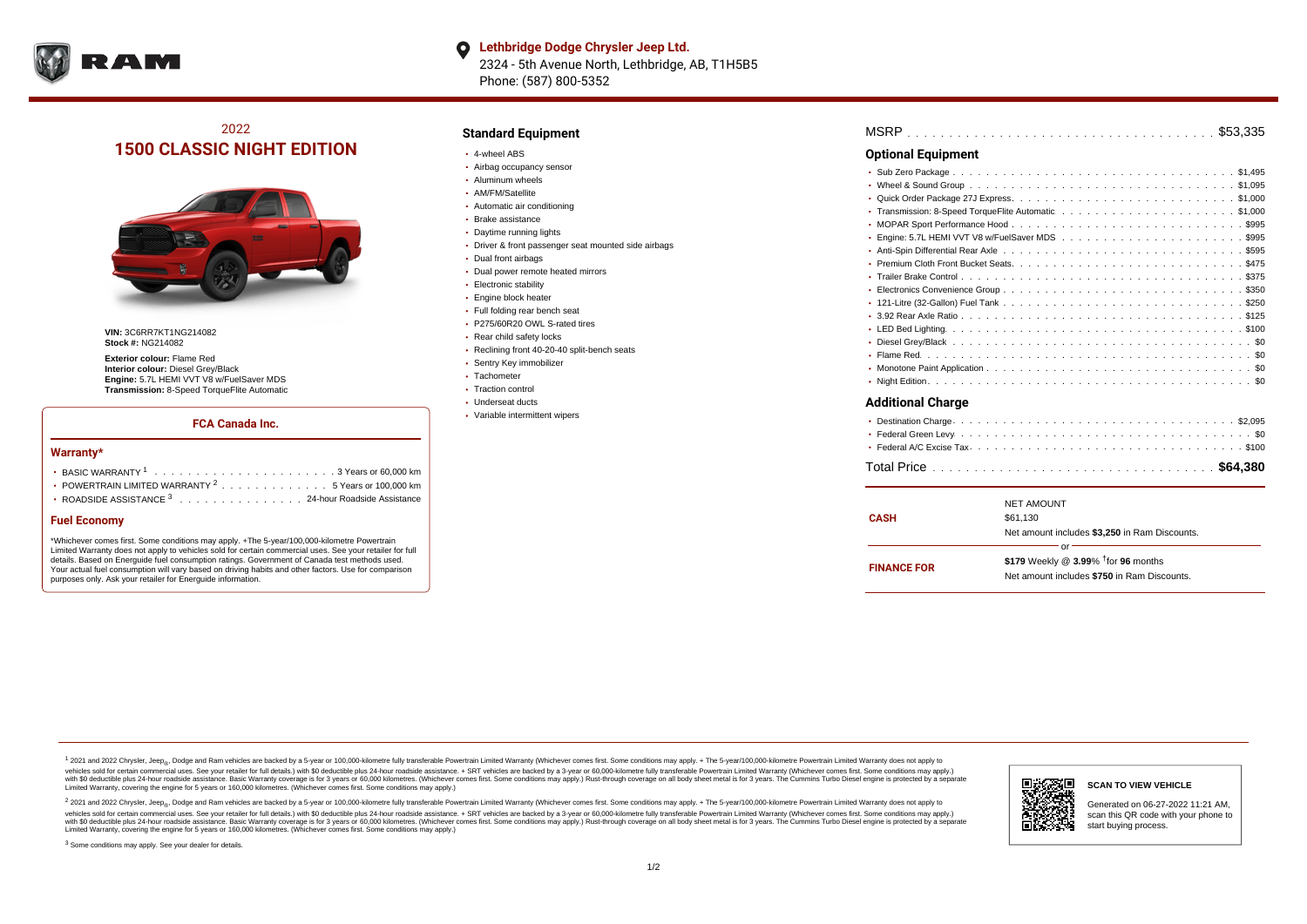**Lethbridge Dodge Chrysler Jeep Ltd.**
2324 - 5th Avenue North, Lethbridge, AB, T1H5B5
Phone: (587) 800-5352

## 2022
# 1500 CLASSIC NIGHT EDITION

**VIN:** 3C6RR7KT1NG214082
**Stock #:** NG214082

**Exterior colour:** Flame Red
**Interior colour:** Diesel Grey/Black
**Engine:** 5.7L HEMI VVT V8 w/FuelSaver MDS
**Transmission:** 8-Speed TorqueFlite Automatic

### FCA Canada Inc.

#### Warranty*

- BASIC WARRANTY [1] . . . . . 3 Years or 60,000 km
- POWERTRAIN LIMITED WARRANTY [2] . . . . . 5 Years or 100,000 km
- ROADSIDE ASSISTANCE [3] . . . . . 24-hour Roadside Assistance

#### Fuel Economy

*Whichever comes first. Some conditions may apply. +The 5-year/100,000-kilometre Powertrain Limited Warranty does not apply to vehicles sold for certain commercial uses. See your retailer for full details. Based on Energuide fuel consumption ratings. Government of Canada test methods used. Your actual fuel consumption will vary based on driving habits and other factors. Use for comparison purposes only. Ask your retailer for Energuide information.

## Standard Equipment

- 4-wheel ABS
- Airbag occupancy sensor
- Aluminum wheels
- AM/FM/Satellite
- Automatic air conditioning
- Brake assistance
- Daytime running lights
- Driver & front passenger seat mounted side airbags
- Dual front airbags
- Dual power remote heated mirrors
- Electronic stability
- Engine block heater
- Full folding rear bench seat
- P275/60R20 OWL S-rated tires
- Rear child safety locks
- Reclining front 40-20-40 split-bench seats
- Sentry Key immobilizer
- Tachometer
- Traction control
- Underseat ducts
- Variable intermittent wipers

MSRP . . . . . $53,335

## Optional Equipment

- Sub Zero Package . . . . . $1,495
- Wheel & Sound Group . . . . . $1,095
- Quick Order Package 27J Express . . . . . $1,000
- Transmission: 8-Speed TorqueFlite Automatic . . . . . $1,000
- MOPAR Sport Performance Hood . . . . . $995
- Engine: 5.7L HEMI VVT V8 w/FuelSaver MDS . . . . . $995
- Anti-Spin Differential Rear Axle . . . . . $595
- Premium Cloth Front Bucket Seats . . . . . $475
- Trailer Brake Control . . . . . $375
- Electronics Convenience Group . . . . . $350
- 121-Litre (32-Gallon) Fuel Tank . . . . . $250
- 3.92 Rear Axle Ratio . . . . . $125
- LED Bed Lighting . . . . . $100
- Diesel Grey/Black . . . . . $0
- Flame Red . . . . . $0
- Monotone Paint Application . . . . . $0
- Night Edition . . . . . $0

## Additional Charge

- Destination Charge . . . . . $2,095
- Federal Green Levy . . . . . $0
- Federal A/C Excise Tax . . . . . $100

Total Price . . . . . **$64,380**

| | |
|---|---|
| **CASH** | NET AMOUNT<br>$61,130<br>Net amount includes **$3,250** in Ram Discounts. |
| | or |
| **FINANCE FOR** | **$179** Weekly @ **3.99**% †for **96** months<br>Net amount includes **$750** in Ram Discounts. |

[1] 2021 and 2022 Chrysler, Jeep®, Dodge and Ram vehicles are backed by a 5-year or 100,000-kilometre fully transferable Powertrain Limited Warranty (Whichever comes first. Some conditions may apply. + The 5-year/100,000-kilometre Powertrain Limited Warranty does not apply to vehicles sold for certain commercial uses. See your retailer for full details.) with $0 deductible plus 24-hour roadside assistance. + SRT vehicles are backed by a 3-year or 60,000-kilometre fully transferable Powertrain Limited Warranty (Whichever comes first. Some conditions may apply.) with $0 deductible plus 24-hour roadside assistance. Basic Warranty coverage is for 3 years or 60,000 kilometres. (Whichever comes first. Some conditions may apply.) Rust-through coverage on all body sheet metal is for 3 years. The Cummins Turbo Diesel engine is protected by a separate Limited Warranty, covering the engine for 5 years or 160,000 kilometres. (Whichever comes first. Some conditions may apply.)

[2] 2021 and 2022 Chrysler, Jeep®, Dodge and Ram vehicles are backed by a 5-year or 100,000-kilometre fully transferable Powertrain Limited Warranty (Whichever comes first. Some conditions may apply. + The 5-year/100,000-kilometre Powertrain Limited Warranty does not apply to vehicles sold for certain commercial uses. See your retailer for full details.) with $0 deductible plus 24-hour roadside assistance. + SRT vehicles are backed by a 3-year or 60,000-kilometre fully transferable Powertrain Limited Warranty (Whichever comes first. Some conditions may apply.) with $0 deductible plus 24-hour roadside assistance. Basic Warranty coverage is for 3 years or 60,000 kilometres. (Whichever comes first. Some conditions may apply.) Rust-through coverage on all body sheet metal is for 3 years. The Cummins Turbo Diesel engine is protected by a separate Limited Warranty, covering the engine for 5 years or 160,000 kilometres. (Whichever comes first. Some conditions may apply.)

[3] Some conditions may apply. See your dealer for details.

**SCAN TO VIEW VEHICLE**

Generated on 06-27-2022 11:21 AM, scan this QR code with your phone to start buying process.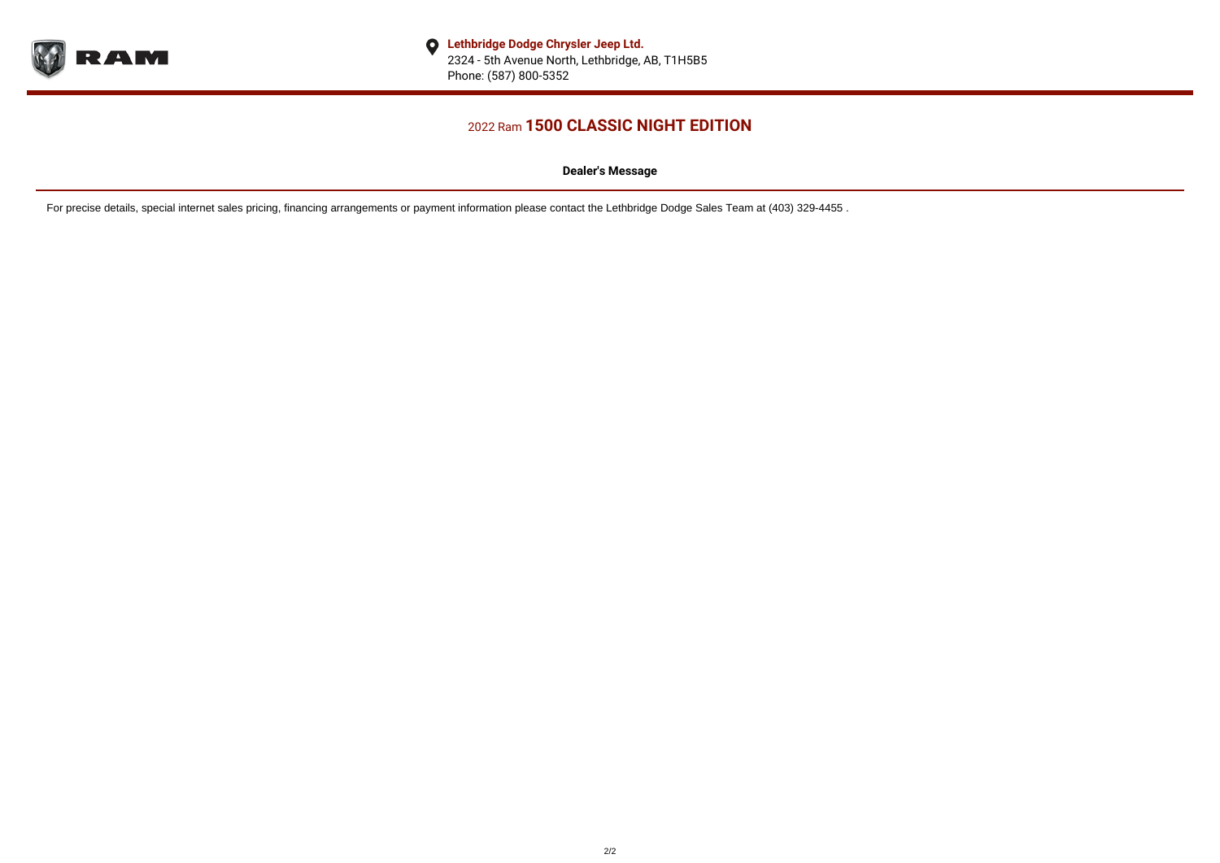**Lethbridge Dodge Chrysler Jeep Ltd.**
2324 - 5th Avenue North, Lethbridge, AB, T1H5B5
Phone: (587) 800-5352

# 2022 Ram **1500 CLASSIC NIGHT EDITION**

**Dealer's Message**

For precise details, special internet sales pricing, financing arrangements or payment information please contact the Lethbridge Dodge Sales Team at (403) 329-4455 .